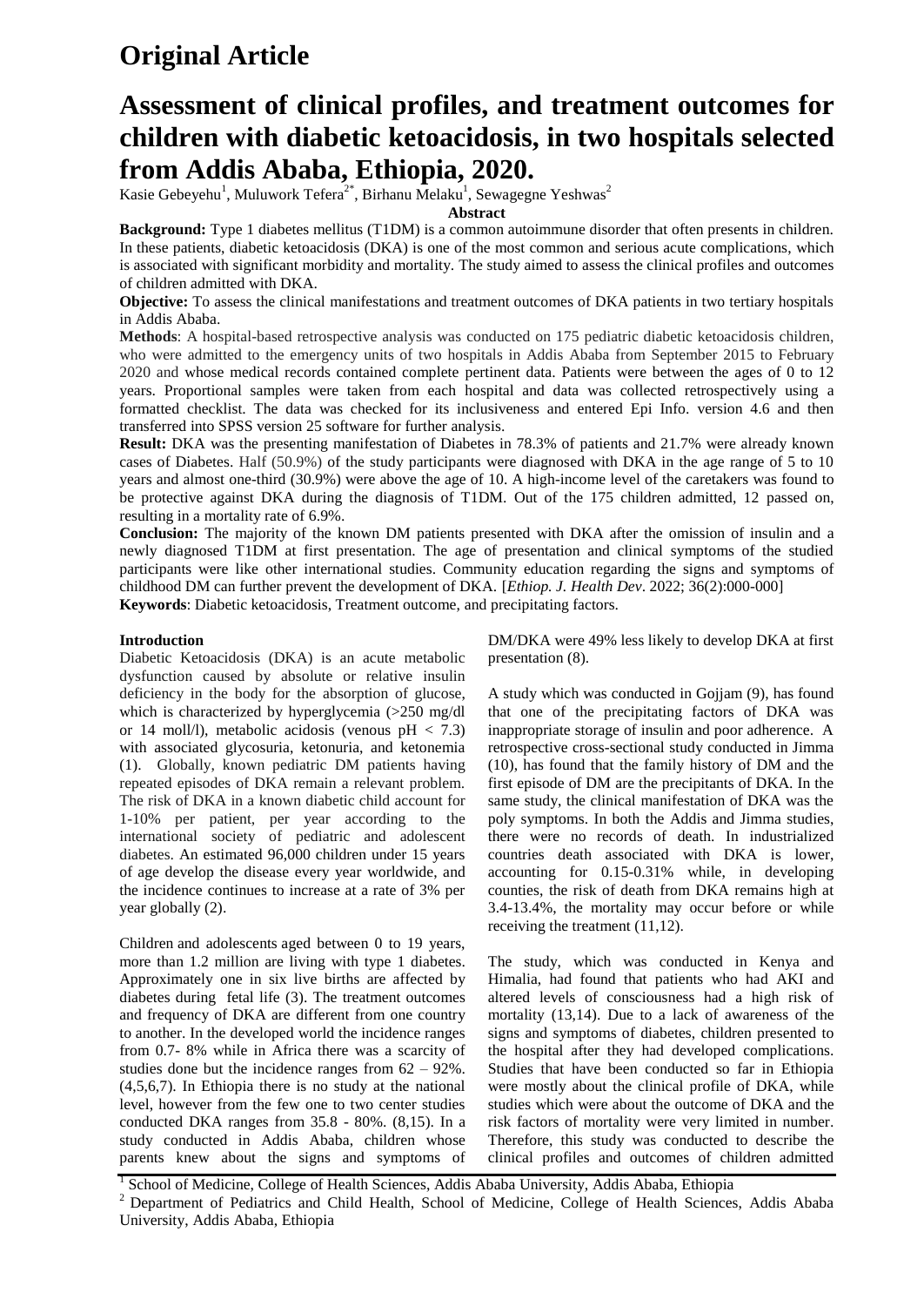## Original Article

# Assessment of clinical profiles, and treatment outcomes for children with diabetic ketoacidosis, in two hospitals selected from Addis Ababa, Ethiopia, 2020.

Kasie Gebeyehu[1], Muluwork Tefera[2*], Birhanu Melaku[1], Sewagegne Yeshwas[2]

**Abstract**

**Background:** Type 1 diabetes mellitus (T1DM) is a common autoimmune disorder that often presents in children. In these patients, diabetic ketoacidosis (DKA) is one of the most common and serious acute complications, which is associated with significant morbidity and mortality. The study aimed to assess the clinical profiles and outcomes of children admitted with DKA.

**Objective:** To assess the clinical manifestations and treatment outcomes of DKA patients in two tertiary hospitals in Addis Ababa.

**Methods**: A hospital-based retrospective analysis was conducted on 175 pediatric diabetic ketoacidosis children, who were admitted to the emergency units of two hospitals in Addis Ababa from September 2015 to February 2020 and whose medical records contained complete pertinent data. Patients were between the ages of 0 to 12 years. Proportional samples were taken from each hospital and data was collected retrospectively using a formatted checklist. The data was checked for its inclusiveness and entered Epi Info. version 4.6 and then transferred into SPSS version 25 software for further analysis.

**Result:** DKA was the presenting manifestation of Diabetes in 78.3% of patients and 21.7% were already known cases of Diabetes. Half (50.9%) of the study participants were diagnosed with DKA in the age range of 5 to 10 years and almost one-third (30.9%) were above the age of 10. A high-income level of the caretakers was found to be protective against DKA during the diagnosis of T1DM. Out of the 175 children admitted, 12 passed on, resulting in a mortality rate of 6.9%.

**Conclusion:** The majority of the known DM patients presented with DKA after the omission of insulin and a newly diagnosed T1DM at first presentation. The age of presentation and clinical symptoms of the studied participants were like other international studies. Community education regarding the signs and symptoms of childhood DM can further prevent the development of DKA. [*Ethiop. J. Health Dev*. 2022; 36(2):000-000]

**Keywords**: Diabetic ketoacidosis, Treatment outcome, and precipitating factors.

### Introduction

Diabetic Ketoacidosis (DKA) is an acute metabolic dysfunction caused by absolute or relative insulin deficiency in the body for the absorption of glucose, which is characterized by hyperglycemia (>250 mg/dl or 14 moll/l), metabolic acidosis (venous pH < 7.3) with associated glycosuria, ketonuria, and ketonemia (1). Globally, known pediatric DM patients having repeated episodes of DKA remain a relevant problem. The risk of DKA in a known diabetic child account for 1-10% per patient, per year according to the international society of pediatric and adolescent diabetes. An estimated 96,000 children under 15 years of age develop the disease every year worldwide, and the incidence continues to increase at a rate of 3% per year globally (2).

Children and adolescents aged between 0 to 19 years, more than 1.2 million are living with type 1 diabetes. Approximately one in six live births are affected by diabetes during fetal life (3). The treatment outcomes and frequency of DKA are different from one country to another. In the developed world the incidence ranges from 0.7- 8% while in Africa there was a scarcity of studies done but the incidence ranges from 62 – 92%. (4,5,6,7). In Ethiopia there is no study at the national level, however from the few one to two center studies conducted DKA ranges from 35.8 - 80%. (8,15). In a study conducted in Addis Ababa, children whose parents knew about the signs and symptoms of DM/DKA were 49% less likely to develop DKA at first presentation (8).

A study which was conducted in Gojjam (9), has found that one of the precipitating factors of DKA was inappropriate storage of insulin and poor adherence. A retrospective cross-sectional study conducted in Jimma (10), has found that the family history of DM and the first episode of DM are the precipitants of DKA. In the same study, the clinical manifestation of DKA was the poly symptoms. In both the Addis and Jimma studies, there were no records of death. In industrialized countries death associated with DKA is lower, accounting for 0.15-0.31% while, in developing counties, the risk of death from DKA remains high at 3.4-13.4%, the mortality may occur before or while receiving the treatment (11,12).

The study, which was conducted in Kenya and Himalia, had found that patients who had AKI and altered levels of consciousness had a high risk of mortality (13,14). Due to a lack of awareness of the signs and symptoms of diabetes, children presented to the hospital after they had developed complications. Studies that have been conducted so far in Ethiopia were mostly about the clinical profile of DKA, while studies which were about the outcome of DKA and the risk factors of mortality were very limited in number. Therefore, this study was conducted to describe the clinical profiles and outcomes of children admitted

[1] School of Medicine, College of Health Sciences, Addis Ababa University, Addis Ababa, Ethiopia

[2] Department of Pediatrics and Child Health, School of Medicine, College of Health Sciences, Addis Ababa University, Addis Ababa, Ethiopia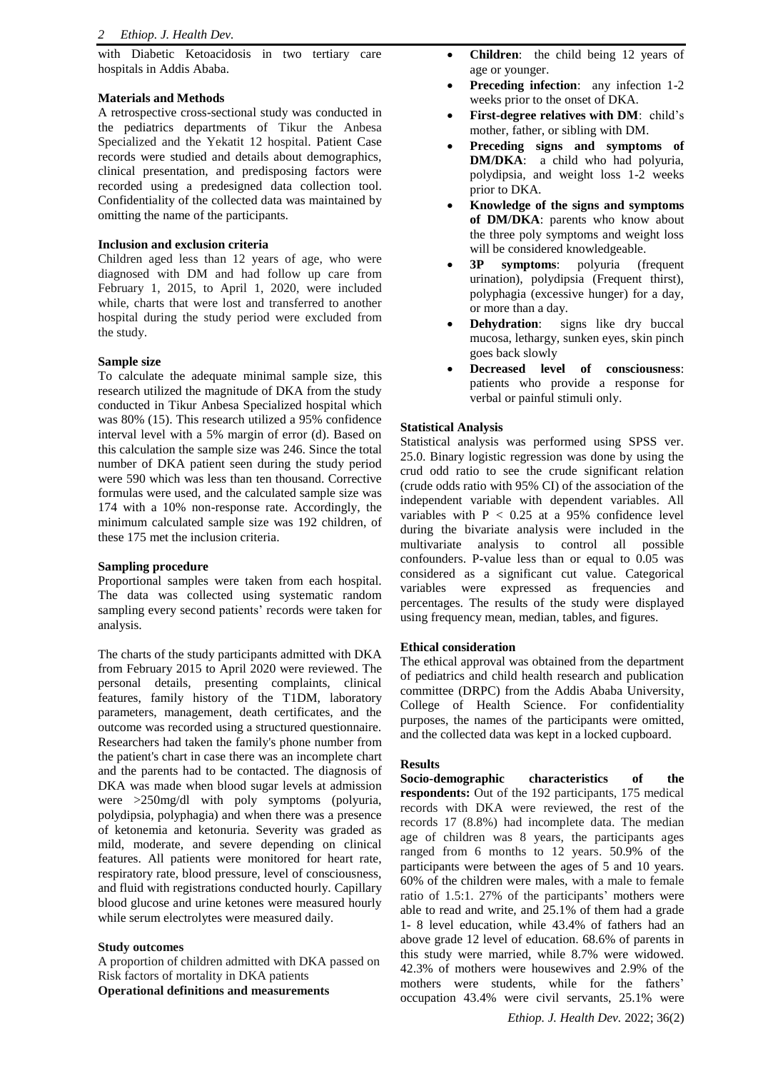with Diabetic Ketoacidosis in two tertiary care hospitals in Addis Ababa.

## Materials and Methods

A retrospective cross-sectional study was conducted in the pediatrics departments of Tikur the Anbesa Specialized and the Yekatit 12 hospital. Patient Case records were studied and details about demographics, clinical presentation, and predisposing factors were recorded using a predesigned data collection tool. Confidentiality of the collected data was maintained by omitting the name of the participants.

### Inclusion and exclusion criteria

Children aged less than 12 years of age, who were diagnosed with DM and had follow up care from February 1, 2015, to April 1, 2020, were included while, charts that were lost and transferred to another hospital during the study period were excluded from the study.

### Sample size

To calculate the adequate minimal sample size, this research utilized the magnitude of DKA from the study conducted in Tikur Anbesa Specialized hospital which was 80% (15). This research utilized a 95% confidence interval level with a 5% margin of error (d). Based on this calculation the sample size was 246. Since the total number of DKA patient seen during the study period were 590 which was less than ten thousand. Corrective formulas were used, and the calculated sample size was 174 with a 10% non-response rate. Accordingly, the minimum calculated sample size was 192 children, of these 175 met the inclusion criteria.

### Sampling procedure

Proportional samples were taken from each hospital. The data was collected using systematic random sampling every second patients' records were taken for analysis.

The charts of the study participants admitted with DKA from February 2015 to April 2020 were reviewed. The personal details, presenting complaints, clinical features, family history of the T1DM, laboratory parameters, management, death certificates, and the outcome was recorded using a structured questionnaire. Researchers had taken the family's phone number from the patient's chart in case there was an incomplete chart and the parents had to be contacted. The diagnosis of DKA was made when blood sugar levels at admission were >250mg/dl with poly symptoms (polyuria, polydipsia, polyphagia) and when there was a presence of ketonemia and ketonuria. Severity was graded as mild, moderate, and severe depending on clinical features. All patients were monitored for heart rate, respiratory rate, blood pressure, level of consciousness, and fluid with registrations conducted hourly. Capillary blood glucose and urine ketones were measured hourly while serum electrolytes were measured daily.

### Study outcomes

A proportion of children admitted with DKA passed on
Risk factors of mortality in DKA patients

### Operational definitions and measurements

- **Children**: the child being 12 years of age or younger.
- **Preceding infection**: any infection 1-2 weeks prior to the onset of DKA.
- **First-degree relatives with DM**: child's mother, father, or sibling with DM.
- **Preceding signs and symptoms of DM/DKA**: a child who had polyuria, polydipsia, and weight loss 1-2 weeks prior to DKA.
- **Knowledge of the signs and symptoms of DM/DKA**: parents who know about the three poly symptoms and weight loss will be considered knowledgeable.
- **3P symptoms**: polyuria (frequent urination), polydipsia (Frequent thirst), polyphagia (excessive hunger) for a day, or more than a day.
- **Dehydration**: signs like dry buccal mucosa, lethargy, sunken eyes, skin pinch goes back slowly
- **Decreased level of consciousness**: patients who provide a response for verbal or painful stimuli only.

### Statistical Analysis

Statistical analysis was performed using SPSS ver. 25.0. Binary logistic regression was done by using the crud odd ratio to see the crude significant relation (crude odds ratio with 95% CI) of the association of the independent variable with dependent variables. All variables with $P < 0.25$ at a 95% confidence level during the bivariate analysis were included in the multivariate analysis to control all possible confounders. P-value less than or equal to 0.05 was considered as a significant cut value. Categorical variables were expressed as frequencies and percentages. The results of the study were displayed using frequency mean, median, tables, and figures.

### Ethical consideration

The ethical approval was obtained from the department of pediatrics and child health research and publication committee (DRPC) from the Addis Ababa University, College of Health Science. For confidentiality purposes, the names of the participants were omitted, and the collected data was kept in a locked cupboard.

## Results

**Socio-demographic characteristics of the respondents:** Out of the 192 participants, 175 medical records with DKA were reviewed, the rest of the records 17 (8.8%) had incomplete data. The median age of children was 8 years, the participants ages ranged from 6 months to 12 years. 50.9% of the participants were between the ages of 5 and 10 years. 60% of the children were males, with a male to female ratio of 1.5:1. 27% of the participants' mothers were able to read and write, and 25.1% of them had a grade 1- 8 level education, while 43.4% of fathers had an above grade 12 level of education. 68.6% of parents in this study were married, while 8.7% were widowed. 42.3% of mothers were housewives and 2.9% of the mothers were students, while for the fathers' occupation 43.4% were civil servants, 25.1% were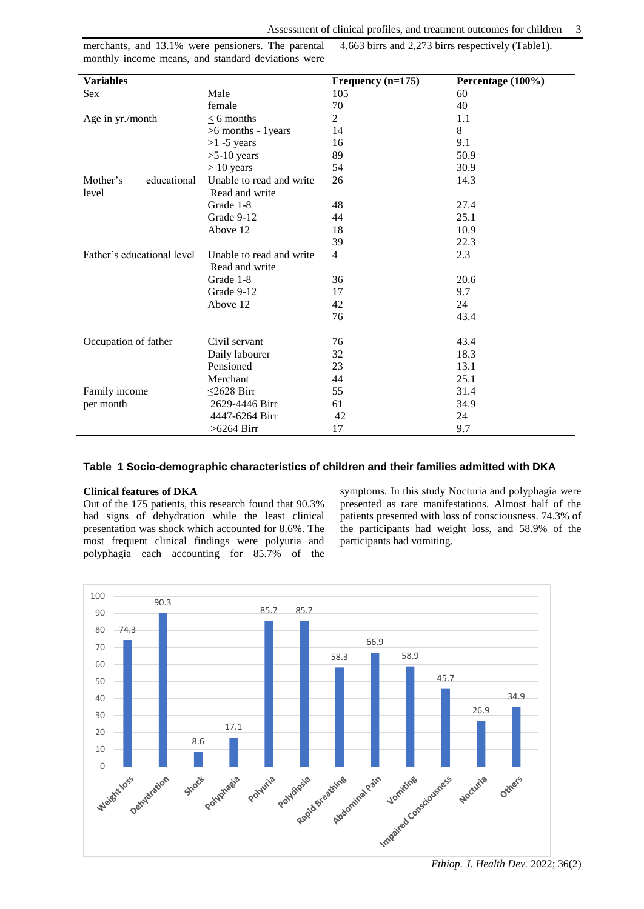merchants, and 13.1% were pensioners. The parental monthly income means, and standard deviations were 4,663 birrs and 2,273 birrs respectively (Table1).

| Variables | | Frequency (n=175) | Percentage (100%) |
|---|---|---|---|
| Sex | Male | 105 | 60 |
| | female | 70 | 40 |
| Age in yr./month | ≤ 6 months | 2 | 1.1 |
| | >6 months - 1years | 14 | 8 |
| | >1 -5 years | 16 | 9.1 |
| | >5-10 years | 89 | 50.9 |
| | > 10 years | 54 | 30.9 |
| Mother's educational level | Unable to read and write | 26 | 14.3 |
| | Read and write | | |
| | Grade 1-8 | 48 | 27.4 |
| | Grade 9-12 | 44 | 25.1 |
| | Above 12 | 18 | 10.9 |
| | | 39 | 22.3 |
| Father's educational level | Unable to read and write | 4 | 2.3 |
| | Read and write | | |
| | Grade 1-8 | 36 | 20.6 |
| | Grade 9-12 | 17 | 9.7 |
| | Above 12 | 42 | 24 |
| | | 76 | 43.4 |
| Occupation of father | Civil servant | 76 | 43.4 |
| | Daily labourer | 32 | 18.3 |
| | Pensioned | 23 | 13.1 |
| | Merchant | 44 | 25.1 |
| Family income per month | ≤2628 Birr | 55 | 31.4 |
| | 2629-4446 Birr | 61 | 34.9 |
| | 4447-6264 Birr | 42 | 24 |
| | >6264 Birr | 17 | 9.7 |

**Table 1 Socio-demographic characteristics of children and their families admitted with DKA**

**Clinical features of DKA**

Out of the 175 patients, this research found that 90.3% had signs of dehydration while the least clinical presentation was shock which accounted for 8.6%. The most frequent clinical findings were polyuria and polyphagia each accounting for 85.7% of the symptoms. In this study Nocturia and polyphagia were presented as rare manifestations. Almost half of the patients presented with loss of consciousness. 74.3% of the participants had weight loss, and 58.9% of the participants had vomiting.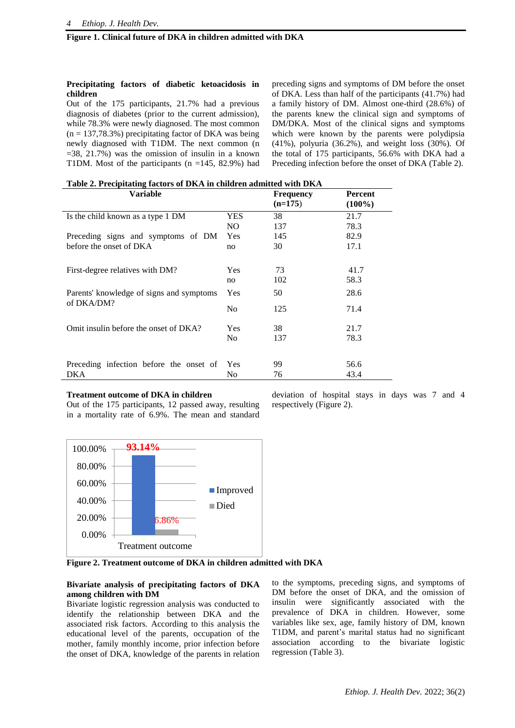**Figure 1. Clinical future of DKA in children admitted with DKA**

#### Precipitating factors of diabetic ketoacidosis in children

Out of the 175 participants, 21.7% had a previous diagnosis of diabetes (prior to the current admission), while 78.3% were newly diagnosed. The most common (n = 137,78.3%) precipitating factor of DKA was being newly diagnosed with T1DM. The next common (n =38, 21.7%) was the omission of insulin in a known T1DM. Most of the participants (n =145, 82.9%) had preceding signs and symptoms of DM before the onset of DKA. Less than half of the participants (41.7%) had a family history of DM. Almost one-third (28.6%) of the parents knew the clinical sign and symptoms of DM/DKA. Most of the clinical signs and symptoms which were known by the parents were polydipsia (41%), polyuria (36.2%), and weight loss (30%). Of the total of 175 participants, 56.6% with DKA had a Preceding infection before the onset of DKA (Table 2).

**Table 2. Precipitating factors of DKA in children admitted with DKA**

| Variable | | Frequency (n=175) | Percent (100%) |
|---|---|---|---|
| Is the child known as a type 1 DM | YES | 38 | 21.7 |
| | NO | 137 | 78.3 |
| Preceding signs and symptoms of DM before the onset of DKA | Yes | 145 | 82.9 |
| | no | 30 | 17.1 |
| First-degree relatives with DM? | Yes | 73 | 41.7 |
| | no | 102 | 58.3 |
| Parents' knowledge of signs and symptoms of DKA/DM? | Yes | 50 | 28.6 |
| | No | 125 | 71.4 |
| Omit insulin before the onset of DKA? | Yes | 38 | 21.7 |
| | No | 137 | 78.3 |
| Preceding infection before the onset of DKA | Yes | 99 | 56.6 |
| | No | 76 | 43.4 |

#### Treatment outcome of DKA in children

Out of the 175 participants, 12 passed away, resulting in a mortality rate of 6.9%. The mean and standard deviation of hospital stays in days was 7 and 4 respectively (Figure 2).

**Figure 2. Treatment outcome of DKA in children admitted with DKA**

#### Bivariate analysis of precipitating factors of DKA among children with DM

Bivariate logistic regression analysis was conducted to identify the relationship between DKA and the associated risk factors. According to this analysis the educational level of the parents, occupation of the mother, family monthly income, prior infection before the onset of DKA, knowledge of the parents in relation to the symptoms, preceding signs, and symptoms of DM before the onset of DKA, and the omission of insulin were significantly associated with the prevalence of DKA in children. However, some variables like sex, age, family history of DM, known T1DM, and parent's marital status had no significant association according to the bivariate logistic regression (Table 3).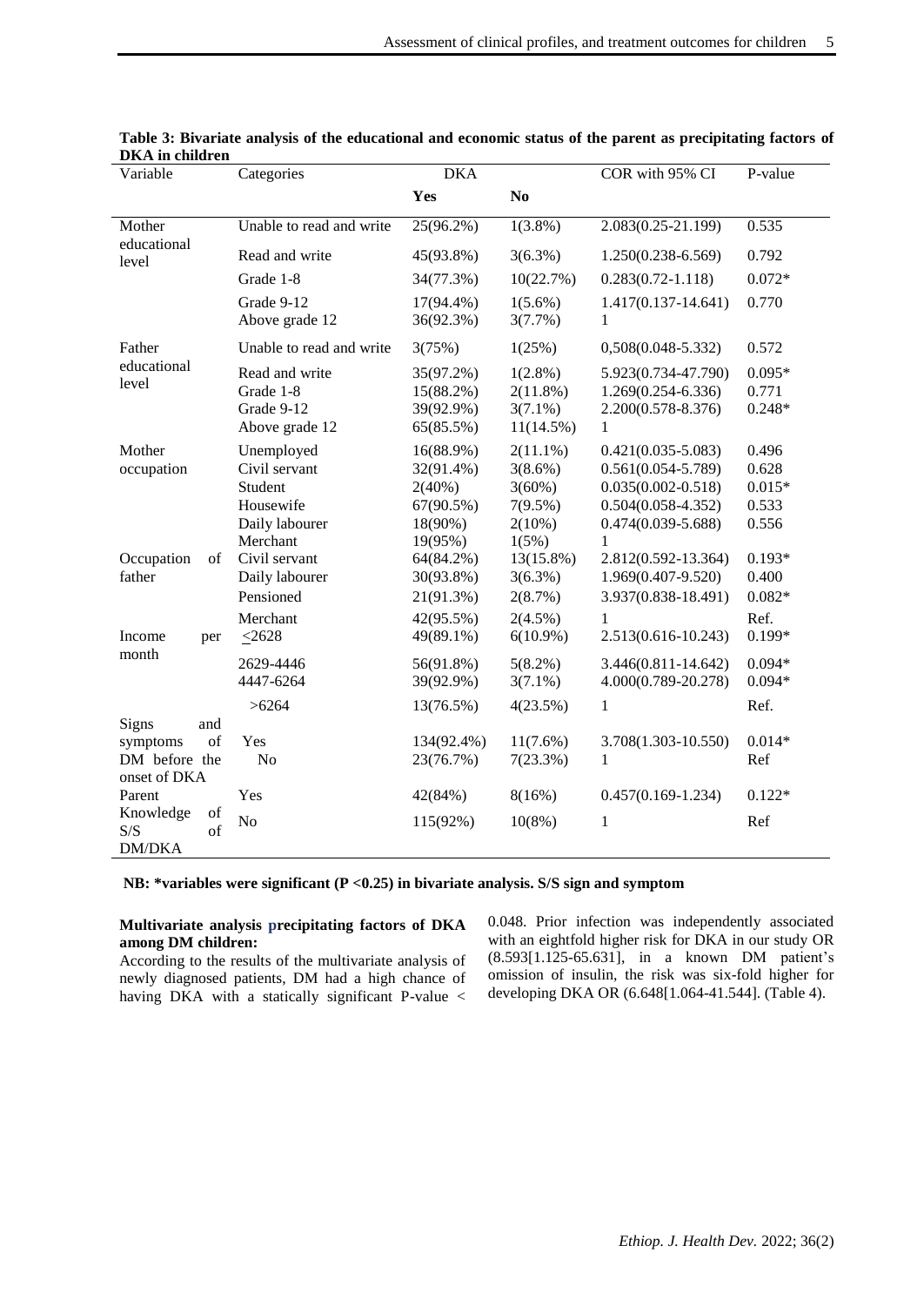**Table 3: Bivariate analysis of the educational and economic status of the parent as precipitating factors of DKA in children**

| Variable | Categories | DKA | | COR with 95% CI | P-value |
|---|---|---|---|---|---|
| | | **Yes** | **No** | | |
| Mother educational level | Unable to read and write | 25(96.2%) | 1(3.8%) | 2.083(0.25-21.199) | 0.535 |
| | Read and write | 45(93.8%) | 3(6.3%) | 1.250(0.238-6.569) | 0.792 |
| | Grade 1-8 | 34(77.3%) | 10(22.7%) | 0.283(0.72-1.118) | 0.072* |
| | Grade 9-12 | 17(94.4%) | 1(5.6%) | 1.417(0.137-14.641) | 0.770 |
| | Above grade 12 | 36(92.3%) | 3(7.7%) | 1 | |
| Father educational level | Unable to read and write | 3(75%) | 1(25%) | 0,508(0.048-5.332) | 0.572 |
| | Read and write | 35(97.2%) | 1(2.8%) | 5.923(0.734-47.790) | 0.095* |
| | Grade 1-8 | 15(88.2%) | 2(11.8%) | 1.269(0.254-6.336) | 0.771 |
| | Grade 9-12 | 39(92.9%) | 3(7.1%) | 2.200(0.578-8.376) | 0.248* |
| | Above grade 12 | 65(85.5%) | 11(14.5%) | 1 | |
| Mother occupation | Unemployed | 16(88.9%) | 2(11.1%) | 0.421(0.035-5.083) | 0.496 |
| | Civil servant | 32(91.4%) | 3(8.6%) | 0.561(0.054-5.789) | 0.628 |
| | Student | 2(40%) | 3(60%) | 0.035(0.002-0.518) | 0.015* |
| | Housewife | 67(90.5%) | 7(9.5%) | 0.504(0.058-4.352) | 0.533 |
| | Daily labourer | 18(90%) | 2(10%) | 0.474(0.039-5.688) | 0.556 |
| | Merchant | 19(95%) | 1(5%) | 1 | |
| Occupation of father | Civil servant | 64(84.2%) | 13(15.8%) | 2.812(0.592-13.364) | 0.193* |
| | Daily labourer | 30(93.8%) | 3(6.3%) | 1.969(0.407-9.520) | 0.400 |
| | Pensioned | 21(91.3%) | 2(8.7%) | 3.937(0.838-18.491) | 0.082* |
| | Merchant | 42(95.5%) | 2(4.5%) | 1 | Ref. |
| Income per month | ≤2628 | 49(89.1%) | 6(10.9%) | 2.513(0.616-10.243) | 0.199* |
| | 2629-4446 | 56(91.8%) | 5(8.2%) | 3.446(0.811-14.642) | 0.094* |
| | 4447-6264 | 39(92.9%) | 3(7.1%) | 4.000(0.789-20.278) | 0.094* |
| | >6264 | 13(76.5%) | 4(23.5%) | 1 | Ref. |
| Signs and symptoms of DM before the onset of DKA | Yes | 134(92.4%) | 11(7.6%) | 3.708(1.303-10.550) | 0.014* |
| | No | 23(76.7%) | 7(23.3%) | 1 | Ref |
| Parent Knowledge of S/S of DM/DKA | Yes | 42(84%) | 8(16%) | 0.457(0.169-1.234) | 0.122* |
| | No | 115(92%) | 10(8%) | 1 | Ref |

**NB: *variables were significant (P <0.25) in bivariate analysis. S/S sign and symptom**

**Multivariate analysis precipitating factors of DKA among DM children:**

According to the results of the multivariate analysis of newly diagnosed patients, DM had a high chance of having DKA with a statically significant P-value < 0.048. Prior infection was independently associated with an eightfold higher risk for DKA in our study OR (8.593[1.125-65.631], in a known DM patient's omission of insulin, the risk was six-fold higher for developing DKA OR (6.648[1.064-41.544]. (Table 4).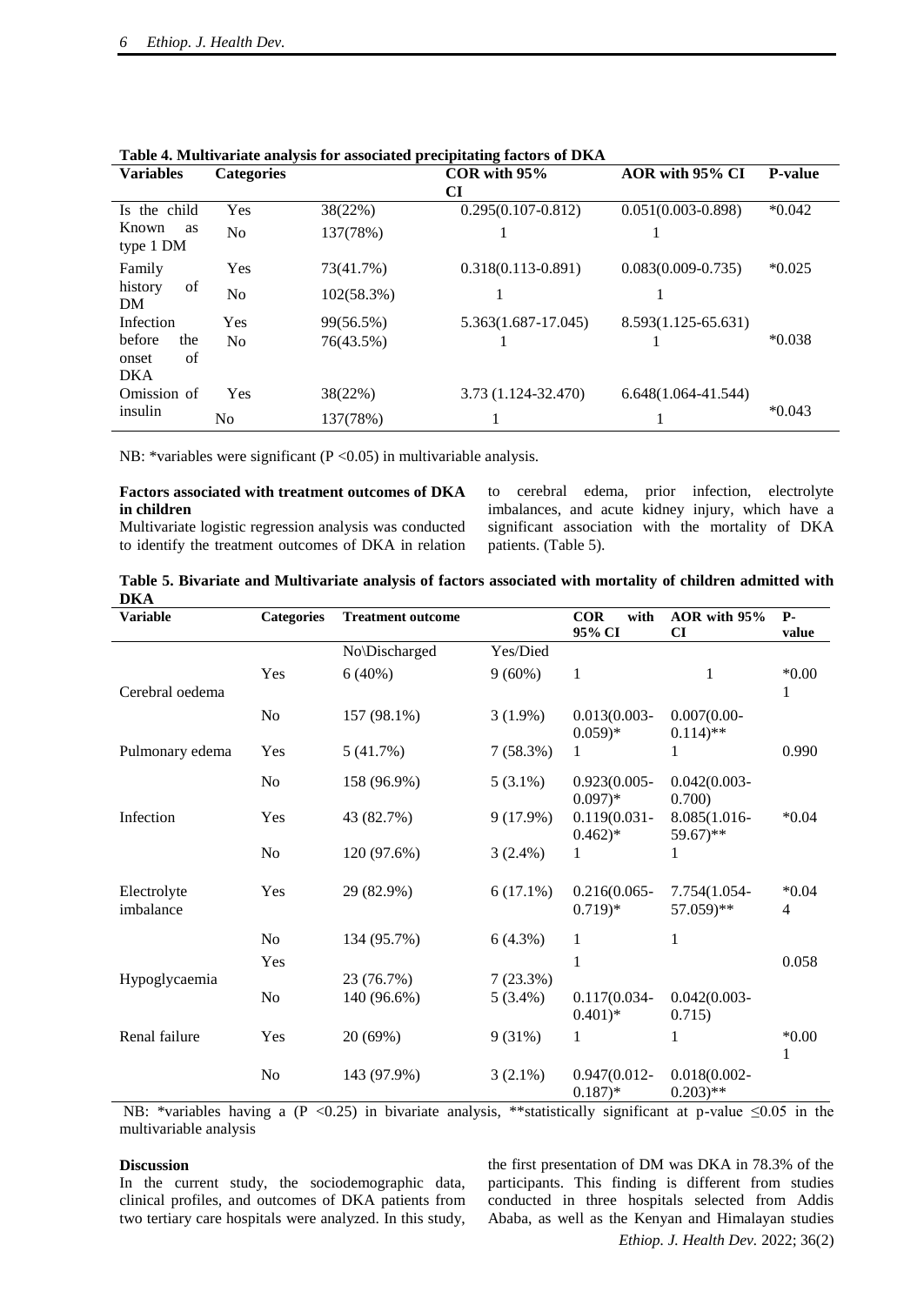**Table 4. Multivariate analysis for associated precipitating factors of DKA**

| Variables | Categories | | COR with 95% CI | AOR with 95% CI | P-value |
|---|---|---|---|---|---|
| Is the child Known as type 1 DM | Yes | 38(22%) | 0.295(0.107-0.812) | 0.051(0.003-0.898) | *0.042 |
| | No | 137(78%) | 1 | 1 | |
| Family history of DM | Yes | 73(41.7%) | 0.318(0.113-0.891) | 0.083(0.009-0.735) | *0.025 |
| | No | 102(58.3%) | 1 | 1 | |
| Infection before the onset of DKA | Yes | 99(56.5%) | 5.363(1.687-17.045) | 8.593(1.125-65.631) | *0.038 |
| | No | 76(43.5%) | 1 | 1 | |
| Omission of insulin | Yes | 38(22%) | 3.73 (1.124-32.470) | 6.648(1.064-41.544) | *0.043 |
| | No | 137(78%) | 1 | 1 | |

NB: *variables were significant ($P < 0.05$) in multivariable analysis.

**Factors associated with treatment outcomes of DKA in children**

Multivariate logistic regression analysis was conducted to identify the treatment outcomes of DKA in relation to cerebral edema, prior infection, electrolyte imbalances, and acute kidney injury, which have a significant association with the mortality of DKA patients. (Table 5).

**Table 5. Bivariate and Multivariate analysis of factors associated with mortality of children admitted with DKA**

| Variable | Categories | Treatment outcome | | COR with 95% CI | AOR with 95% CI | P-value |
|---|---|---|---|---|---|---|
| | | No\Discharged | Yes/Died | | | |
| Cerebral oedema | Yes | 6 (40%) | 9 (60%) | 1 | 1 | *0.001 |
| | No | 157 (98.1%) | 3 (1.9%) | 0.013(0.003-0.059)* | 0.007(0.00-0.114)** | |
| Pulmonary edema | Yes | 5 (41.7%) | 7 (58.3%) | 1 | 1 | 0.990 |
| | No | 158 (96.9%) | 5 (3.1%) | 0.923(0.005-0.097)* | 0.042(0.003-0.700) | |
| Infection | Yes | 43 (82.7%) | 9 (17.9%) | 0.119(0.031-0.462)* | 8.085(1.016-59.67)** | *0.04 |
| | No | 120 (97.6%) | 3 (2.4%) | 1 | 1 | |
| Electrolyte imbalance | Yes | 29 (82.9%) | 6 (17.1%) | 0.216(0.065-0.719)* | 7.754(1.054-57.059)** | *0.044 |
| | No | 134 (95.7%) | 6 (4.3%) | 1 | 1 | |
| Hypoglycaemia | Yes | 23 (76.7%) | 7 (23.3%) | 1 | | 0.058 |
| | No | 140 (96.6%) | 5 (3.4%) | 0.117(0.034-0.401)* | 0.042(0.003-0.715) | |
| Renal failure | Yes | 20 (69%) | 9 (31%) | 1 | 1 | *0.001 |
| | No | 143 (97.9%) | 3 (2.1%) | 0.947(0.012-0.187)* | 0.018(0.002-0.203)** | |

NB: *variables having a ($P < 0.25$) in bivariate analysis, **statistically significant at p-value $\leq 0.05$ in the multivariable analysis

**Discussion**

In the current study, the sociodemographic data, clinical profiles, and outcomes of DKA patients from two tertiary care hospitals were analyzed. In this study, the first presentation of DM was DKA in 78.3% of the participants. This finding is different from studies conducted in three hospitals selected from Addis Ababa, as well as the Kenyan and Himalayan studies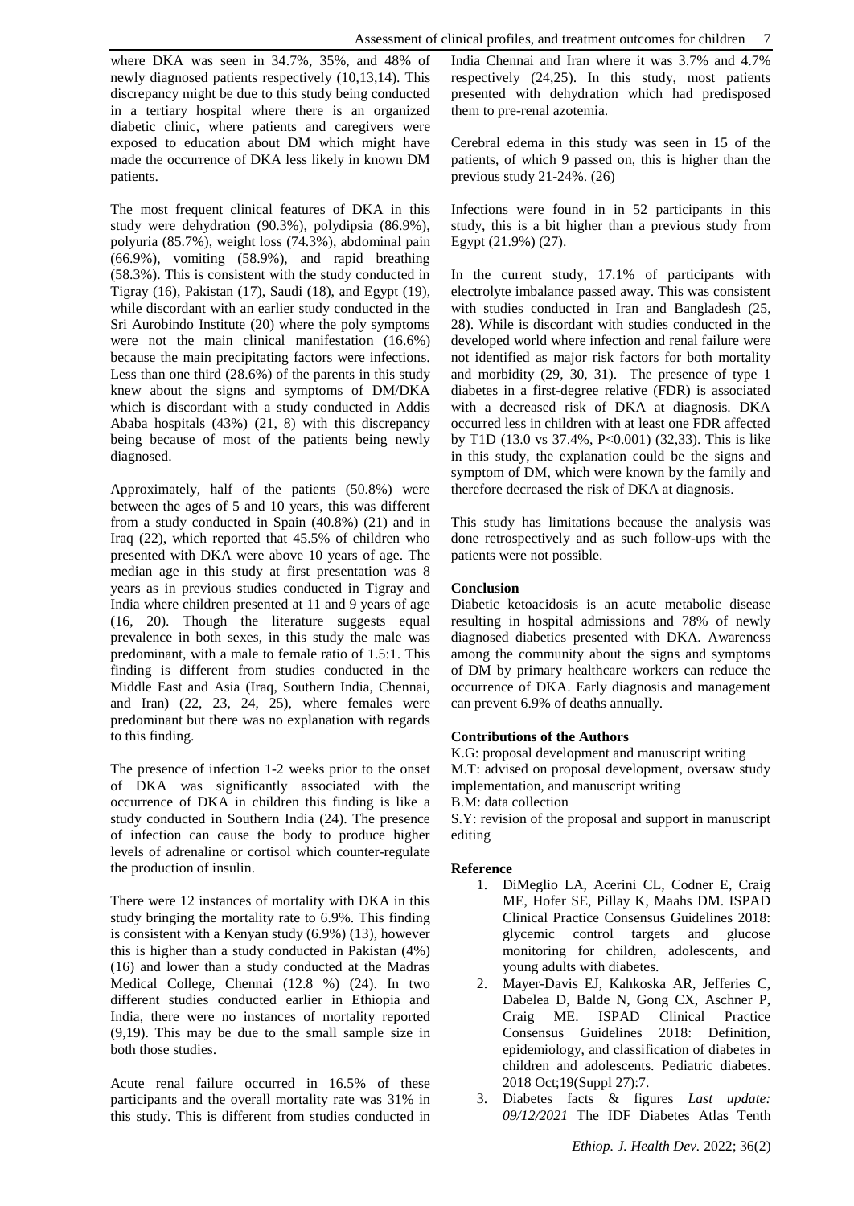where DKA was seen in 34.7%, 35%, and 48% of newly diagnosed patients respectively (10,13,14). This discrepancy might be due to this study being conducted in a tertiary hospital where there is an organized diabetic clinic, where patients and caregivers were exposed to education about DM which might have made the occurrence of DKA less likely in known DM patients.

The most frequent clinical features of DKA in this study were dehydration (90.3%), polydipsia (86.9%), polyuria (85.7%), weight loss (74.3%), abdominal pain (66.9%), vomiting (58.9%), and rapid breathing (58.3%). This is consistent with the study conducted in Tigray (16), Pakistan (17), Saudi (18), and Egypt (19), while discordant with an earlier study conducted in the Sri Aurobindo Institute (20) where the poly symptoms were not the main clinical manifestation (16.6%) because the main precipitating factors were infections. Less than one third (28.6%) of the parents in this study knew about the signs and symptoms of DM/DKA which is discordant with a study conducted in Addis Ababa hospitals (43%) (21, 8) with this discrepancy being because of most of the patients being newly diagnosed.

Approximately, half of the patients (50.8%) were between the ages of 5 and 10 years, this was different from a study conducted in Spain (40.8%) (21) and in Iraq (22), which reported that 45.5% of children who presented with DKA were above 10 years of age. The median age in this study at first presentation was 8 years as in previous studies conducted in Tigray and India where children presented at 11 and 9 years of age (16, 20). Though the literature suggests equal prevalence in both sexes, in this study the male was predominant, with a male to female ratio of 1.5:1. This finding is different from studies conducted in the Middle East and Asia (Iraq, Southern India, Chennai, and Iran) (22, 23, 24, 25), where females were predominant but there was no explanation with regards to this finding.

The presence of infection 1-2 weeks prior to the onset of DKA was significantly associated with the occurrence of DKA in children this finding is like a study conducted in Southern India (24). The presence of infection can cause the body to produce higher levels of adrenaline or cortisol which counter-regulate the production of insulin.

There were 12 instances of mortality with DKA in this study bringing the mortality rate to 6.9%. This finding is consistent with a Kenyan study (6.9%) (13), however this is higher than a study conducted in Pakistan (4%) (16) and lower than a study conducted at the Madras Medical College, Chennai (12.8 %) (24). In two different studies conducted earlier in Ethiopia and India, there were no instances of mortality reported (9,19). This may be due to the small sample size in both those studies.

Acute renal failure occurred in 16.5% of these participants and the overall mortality rate was 31% in this study. This is different from studies conducted in India Chennai and Iran where it was 3.7% and 4.7% respectively (24,25). In this study, most patients presented with dehydration which had predisposed them to pre-renal azotemia.

Cerebral edema in this study was seen in 15 of the patients, of which 9 passed on, this is higher than the previous study 21-24%. (26)

Infections were found in in 52 participants in this study, this is a bit higher than a previous study from Egypt (21.9%) (27).

In the current study, 17.1% of participants with electrolyte imbalance passed away. This was consistent with studies conducted in Iran and Bangladesh (25, 28). While is discordant with studies conducted in the developed world where infection and renal failure were not identified as major risk factors for both mortality and morbidity (29, 30, 31). The presence of type 1 diabetes in a first-degree relative (FDR) is associated with a decreased risk of DKA at diagnosis. DKA occurred less in children with at least one FDR affected by T1D (13.0 vs 37.4%, P<0.001) (32,33). This is like in this study, the explanation could be the signs and symptom of DM, which were known by the family and therefore decreased the risk of DKA at diagnosis.

This study has limitations because the analysis was done retrospectively and as such follow-ups with the patients were not possible.

## Conclusion

Diabetic ketoacidosis is an acute metabolic disease resulting in hospital admissions and 78% of newly diagnosed diabetics presented with DKA. Awareness among the community about the signs and symptoms of DM by primary healthcare workers can reduce the occurrence of DKA. Early diagnosis and management can prevent 6.9% of deaths annually.

## Contributions of the Authors

K.G: proposal development and manuscript writing

M.T: advised on proposal development, oversaw study implementation, and manuscript writing

B.M: data collection

S.Y: revision of the proposal and support in manuscript editing

## Reference

1. DiMeglio LA, Acerini CL, Codner E, Craig ME, Hofer SE, Pillay K, Maahs DM. ISPAD Clinical Practice Consensus Guidelines 2018: glycemic control targets and glucose monitoring for children, adolescents, and young adults with diabetes.
2. Mayer-Davis EJ, Kahkoska AR, Jefferies C, Dabelea D, Balde N, Gong CX, Aschner P, Craig ME. ISPAD Clinical Practice Consensus Guidelines 2018: Definition, epidemiology, and classification of diabetes in children and adolescents. Pediatric diabetes. 2018 Oct;19(Suppl 27):7.
3. Diabetes facts & figures *Last update: 09/12/2021* The IDF Diabetes Atlas Tenth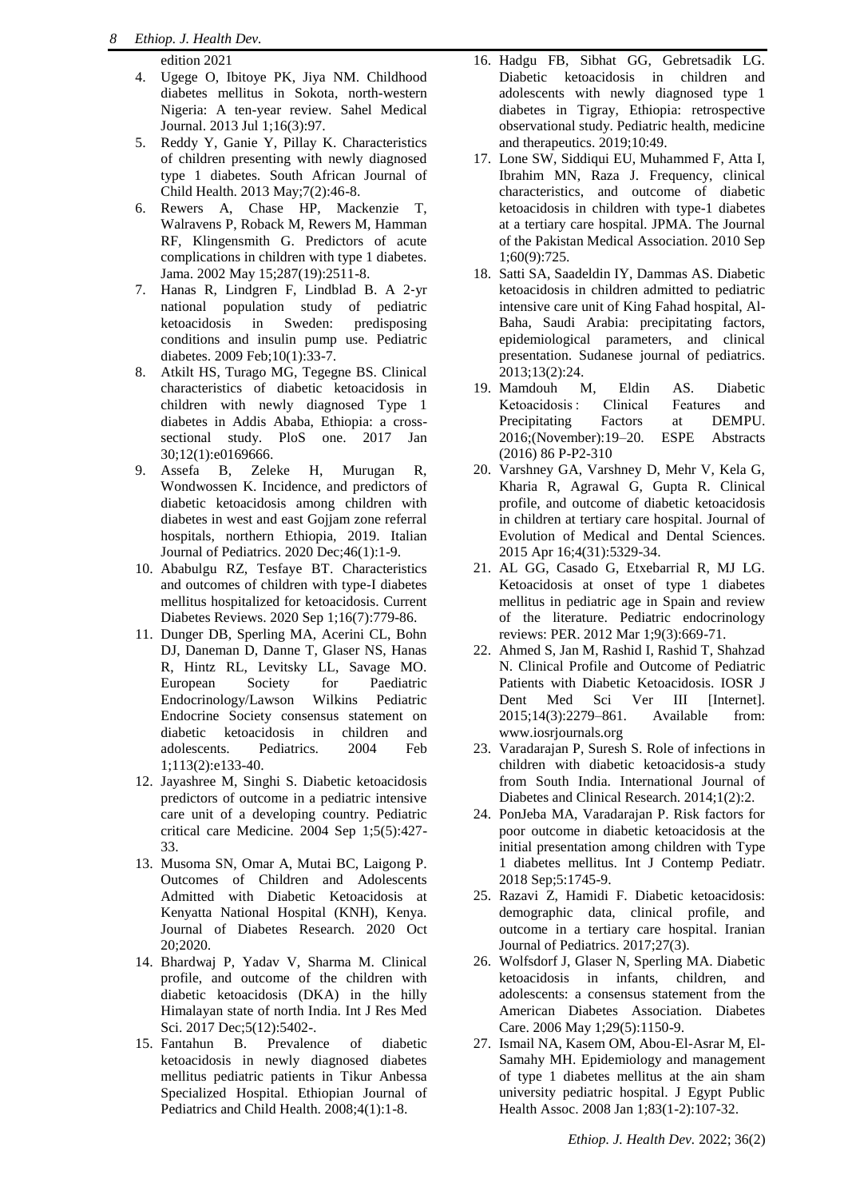edition 2021

4. Ugege O, Ibitoye PK, Jiya NM. Childhood diabetes mellitus in Sokota, north-western Nigeria: A ten-year review. Sahel Medical Journal. 2013 Jul 1;16(3):97.
5. Reddy Y, Ganie Y, Pillay K. Characteristics of children presenting with newly diagnosed type 1 diabetes. South African Journal of Child Health. 2013 May;7(2):46-8.
6. Rewers A, Chase HP, Mackenzie T, Walravens P, Roback M, Rewers M, Hamman RF, Klingensmith G. Predictors of acute complications in children with type 1 diabetes. Jama. 2002 May 15;287(19):2511-8.
7. Hanas R, Lindgren F, Lindblad B. A 2-yr national population study of pediatric ketoacidosis in Sweden: predisposing conditions and insulin pump use. Pediatric diabetes. 2009 Feb;10(1):33-7.
8. Atkilt HS, Turago MG, Tegegne BS. Clinical characteristics of diabetic ketoacidosis in children with newly diagnosed Type 1 diabetes in Addis Ababa, Ethiopia: a cross-sectional study. PloS one. 2017 Jan 30;12(1):e0169666.
9. Assefa B, Zeleke H, Murugan R, Wondwossen K. Incidence, and predictors of diabetic ketoacidosis among children with diabetes in west and east Gojjam zone referral hospitals, northern Ethiopia, 2019. Italian Journal of Pediatrics. 2020 Dec;46(1):1-9.
10. Ababulgu RZ, Tesfaye BT. Characteristics and outcomes of children with type-I diabetes mellitus hospitalized for ketoacidosis. Current Diabetes Reviews. 2020 Sep 1;16(7):779-86.
11. Dunger DB, Sperling MA, Acerini CL, Bohn DJ, Daneman D, Danne T, Glaser NS, Hanas R, Hintz RL, Levitsky LL, Savage MO. European Society for Paediatric Endocrinology/Lawson Wilkins Pediatric Endocrine Society consensus statement on diabetic ketoacidosis in children and adolescents. Pediatrics. 2004 Feb 1;113(2):e133-40.
12. Jayashree M, Singhi S. Diabetic ketoacidosis predictors of outcome in a pediatric intensive care unit of a developing country. Pediatric critical care Medicine. 2004 Sep 1;5(5):427-33.
13. Musoma SN, Omar A, Mutai BC, Laigong P. Outcomes of Children and Adolescents Admitted with Diabetic Ketoacidosis at Kenyatta National Hospital (KNH), Kenya. Journal of Diabetes Research. 2020 Oct 20;2020.
14. Bhardwaj P, Yadav V, Sharma M. Clinical profile, and outcome of the children with diabetic ketoacidosis (DKA) in the hilly Himalayan state of north India. Int J Res Med Sci. 2017 Dec;5(12):5402-.
15. Fantahun B. Prevalence of diabetic ketoacidosis in newly diagnosed diabetes mellitus pediatric patients in Tikur Anbessa Specialized Hospital. Ethiopian Journal of Pediatrics and Child Health. 2008;4(1):1-8.
16. Hadgu FB, Sibhat GG, Gebretsadik LG. Diabetic ketoacidosis in children and adolescents with newly diagnosed type 1 diabetes in Tigray, Ethiopia: retrospective observational study. Pediatric health, medicine and therapeutics. 2019;10:49.
17. Lone SW, Siddiqui EU, Muhammed F, Atta I, Ibrahim MN, Raza J. Frequency, clinical characteristics, and outcome of diabetic ketoacidosis in children with type-1 diabetes at a tertiary care hospital. JPMA. The Journal of the Pakistan Medical Association. 2010 Sep 1;60(9):725.
18. Satti SA, Saadeldin IY, Dammas AS. Diabetic ketoacidosis in children admitted to pediatric intensive care unit of King Fahad hospital, Al-Baha, Saudi Arabia: precipitating factors, epidemiological parameters, and clinical presentation. Sudanese journal of pediatrics. 2013;13(2):24.
19. Mamdouh M, Eldin AS. Diabetic Ketoacidosis : Clinical Features and Precipitating Factors at DEMPU. 2016;(November):19–20. ESPE Abstracts (2016) 86 P-P2-310
20. Varshney GA, Varshney D, Mehr V, Kela G, Kharia R, Agrawal G, Gupta R. Clinical profile, and outcome of diabetic ketoacidosis in children at tertiary care hospital. Journal of Evolution of Medical and Dental Sciences. 2015 Apr 16;4(31):5329-34.
21. AL GG, Casado G, Etxebarrial R, MJ LG. Ketoacidosis at onset of type 1 diabetes mellitus in pediatric age in Spain and review of the literature. Pediatric endocrinology reviews: PER. 2012 Mar 1;9(3):669-71.
22. Ahmed S, Jan M, Rashid I, Rashid T, Shahzad N. Clinical Profile and Outcome of Pediatric Patients with Diabetic Ketoacidosis. IOSR J Dent Med Sci Ver III [Internet]. 2015;14(3):2279–861. Available from: www.iosrjournals.org
23. Varadarajan P, Suresh S. Role of infections in children with diabetic ketoacidosis-a study from South India. International Journal of Diabetes and Clinical Research. 2014;1(2):2.
24. PonJeba MA, Varadarajan P. Risk factors for poor outcome in diabetic ketoacidosis at the initial presentation among children with Type 1 diabetes mellitus. Int J Contemp Pediatr. 2018 Sep;5:1745-9.
25. Razavi Z, Hamidi F. Diabetic ketoacidosis: demographic data, clinical profile, and outcome in a tertiary care hospital. Iranian Journal of Pediatrics. 2017;27(3).
26. Wolfsdorf J, Glaser N, Sperling MA. Diabetic ketoacidosis in infants, children, and adolescents: a consensus statement from the American Diabetes Association. Diabetes Care. 2006 May 1;29(5):1150-9.
27. Ismail NA, Kasem OM, Abou-El-Asrar M, El-Samahy MH. Epidemiology and management of type 1 diabetes mellitus at the ain sham university pediatric hospital. J Egypt Public Health Assoc. 2008 Jan 1;83(1-2):107-32.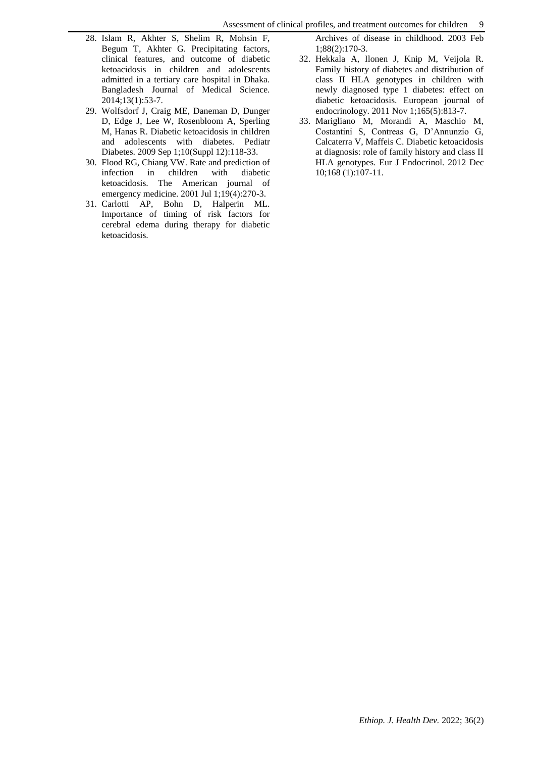28. Islam R, Akhter S, Shelim R, Mohsin F, Begum T, Akhter G. Precipitating factors, clinical features, and outcome of diabetic ketoacidosis in children and adolescents admitted in a tertiary care hospital in Dhaka. Bangladesh Journal of Medical Science. 2014;13(1):53-7.
29. Wolfsdorf J, Craig ME, Daneman D, Dunger D, Edge J, Lee W, Rosenbloom A, Sperling M, Hanas R. Diabetic ketoacidosis in children and adolescents with diabetes. Pediatr Diabetes. 2009 Sep 1;10(Suppl 12):118-33.
30. Flood RG, Chiang VW. Rate and prediction of infection in children with diabetic ketoacidosis. The American journal of emergency medicine. 2001 Jul 1;19(4):270-3.
31. Carlotti AP, Bohn D, Halperin ML. Importance of timing of risk factors for cerebral edema during therapy for diabetic ketoacidosis. Archives of disease in childhood. 2003 Feb 1;88(2):170-3.
32. Hekkala A, Ilonen J, Knip M, Veijola R. Family history of diabetes and distribution of class II HLA genotypes in children with newly diagnosed type 1 diabetes: effect on diabetic ketoacidosis. European journal of endocrinology. 2011 Nov 1;165(5):813-7.
33. Marigliano M, Morandi A, Maschio M, Costantini S, Contreas G, D'Annunzio G, Calcaterra V, Maffeis C. Diabetic ketoacidosis at diagnosis: role of family history and class II HLA genotypes. Eur J Endocrinol. 2012 Dec 10;168 (1):107-11.